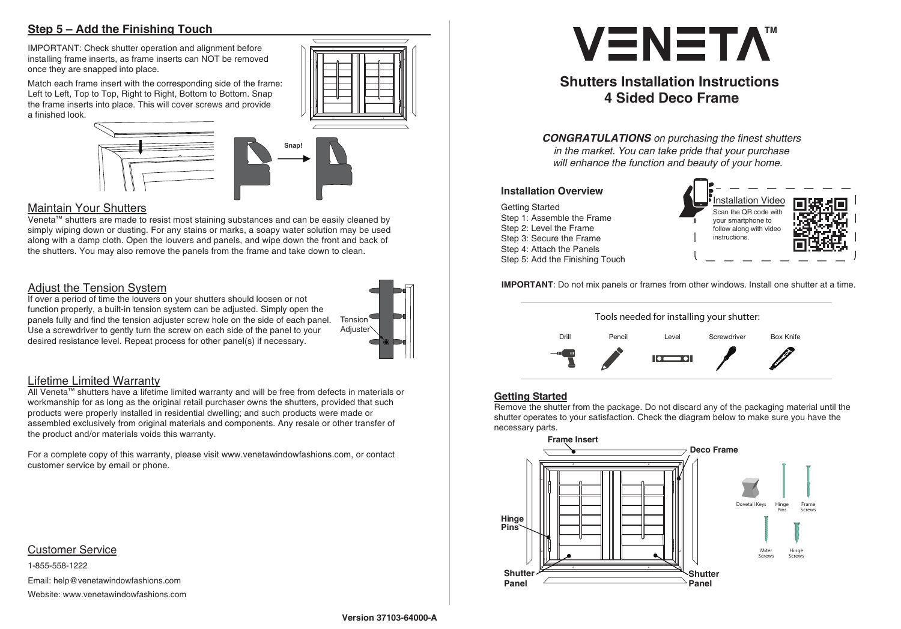# VENETA™

## Shutters Installation Instructions
## 4 Sided Deco Frame

***CONGRATULATIONS*** *on purchasing the finest shutters in the market. You can take pride that your purchase will enhance the function and beauty of your home.*

### Installation Overview

Getting Started
Step 1: Assemble the Frame
Step 2: Level the Frame
Step 3: Secure the Frame
Step 4: Attach the Panels
Step 5: Add the Finishing Touch

Installation Video
Scan the QR code with your smartphone to follow along with video instructions.

**IMPORTANT**: Do not mix panels or frames from other windows. Install one shutter at a time.

Tools needed for installing your shutter:

Drill, Pencil, Level, Screwdriver, Box Knife

### Getting Started

Remove the shutter from the package. Do not discard any of the packaging material until the shutter operates to your satisfaction. Check the diagram below to make sure you have the necessary parts.

Frame Insert, Deco Frame, Hinge Pins, Shutter Panel, Shutter Panel

Dovetail Keys, Hinge Pins, Frame Screws, Miter Screws, Hinge Screws

## Step 5 – Add the Finishing Touch

IMPORTANT: Check shutter operation and alignment before installing frame inserts, as frame inserts can NOT be removed once they are snapped into place.

Match each frame insert with the corresponding side of the frame: Left to Left, Top to Top, Right to Right, Bottom to Bottom. Snap the frame inserts into place. This will cover screws and provide a finished look.

Snap!

## Maintain Your Shutters

Veneta™ shutters are made to resist most staining substances and can be easily cleaned by simply wiping down or dusting. For any stains or marks, a soapy water solution may be used along with a damp cloth. Open the louvers and panels, and wipe down the front and back of the shutters. You may also remove the panels from the frame and take down to clean.

## Adjust the Tension System

If over a period of time the louvers on your shutters should loosen or not function properly, a built-in tension system can be adjusted. Simply open the panels fully and find the tension adjuster screw hole on the side of each panel. Use a screwdriver to gently turn the screw on each side of the panel to your desired resistance level. Repeat process for other panel(s) if necessary.

Tension Adjuster

## Lifetime Limited Warranty

All Veneta™ shutters have a lifetime limited warranty and will be free from defects in materials or workmanship for as long as the original retail purchaser owns the shutters, provided that such products were properly installed in residential dwelling; and such products were made or assembled exclusively from original materials and components. Any resale or other transfer of the product and/or materials voids this warranty.

For a complete copy of this warranty, please visit www.venetawindowfashions.com, or contact customer service by email or phone.

## Customer Service

1-855-558-1222

Email: help@venetawindowfashions.com

Website: www.venetawindowfashions.com

Version 37103-64000-A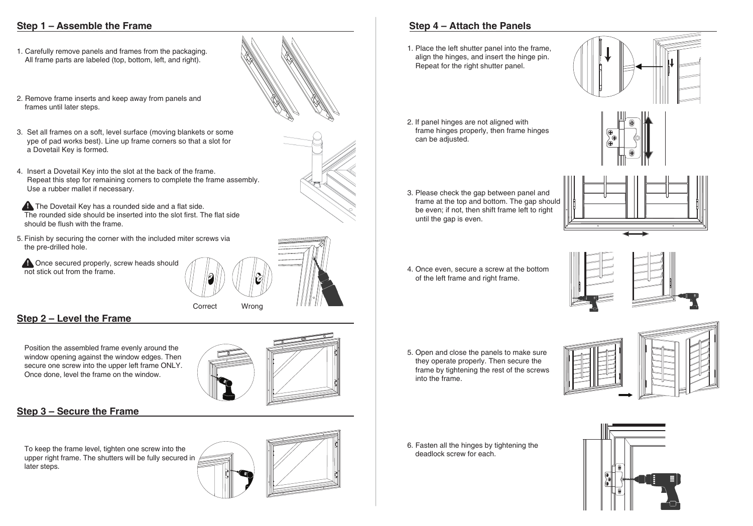## Step 1 – Assemble the Frame

1. Carefully remove panels and frames from the packaging. All frame parts are labeled (top, bottom, left, and right).

2. Remove frame inserts and keep away from panels and frames until later steps.

3. Set all frames on a soft, level surface (moving blankets or some ype of pad works best). Line up frame corners so that a slot for a Dovetail Key is formed.

4. Insert a Dovetail Key into the slot at the back of the frame. Repeat this step for remaining corners to complete the frame assembly. Use a rubber mallet if necessary.

⚠ The Dovetail Key has a rounded side and a flat side. The rounded side should be inserted into the slot first. The flat side should be flush with the frame.

5. Finish by securing the corner with the included miter screws via the pre-drilled hole.

⚠ Once secured properly, screw heads should not stick out from the frame.

Correct Wrong

## Step 2 – Level the Frame

Position the assembled frame evenly around the window opening against the window edges. Then secure one screw into the upper left frame ONLY. Once done, level the frame on the window.

## Step 3 – Secure the Frame

To keep the frame level, tighten one screw into the upper right frame. The shutters will be fully secured in later steps.

## Step 4 – Attach the Panels

1. Place the left shutter panel into the frame, align the hinges, and insert the hinge pin. Repeat for the right shutter panel.

2. If panel hinges are not aligned with frame hinges properly, then frame hinges can be adjusted.

3. Please check the gap between panel and frame at the top and bottom. The gap should be even; if not, then shift frame left to right until the gap is even.

4. Once even, secure a screw at the bottom of the left frame and right frame.

5. Open and close the panels to make sure they operate properly. Then secure the frame by tightening the rest of the screws into the frame.

6. Fasten all the hinges by tightening the deadlock screw for each.